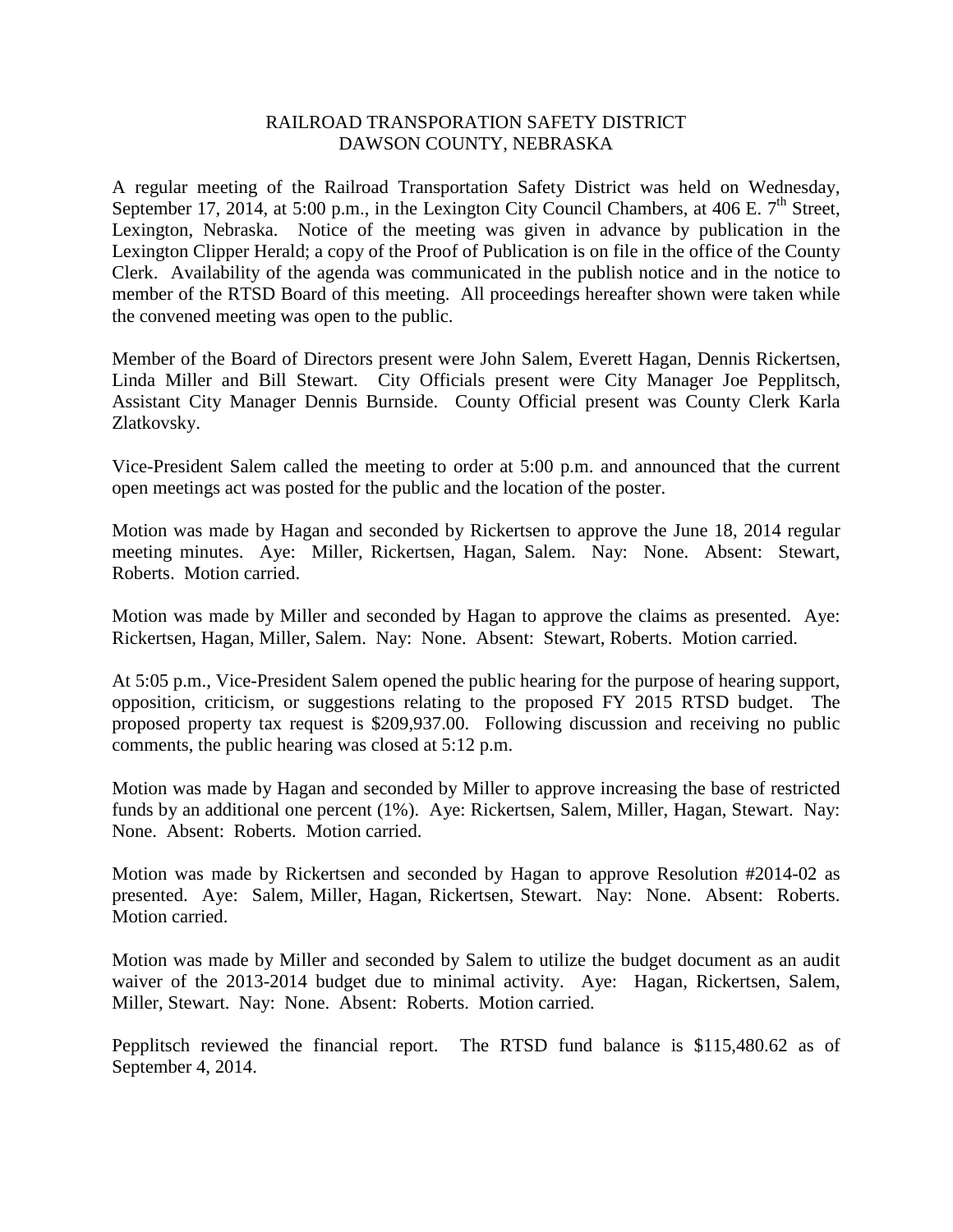# RAILROAD TRANSPORATION SAFETY DISTRICT
# DAWSON COUNTY, NEBRASKA

A regular meeting of the Railroad Transportation Safety District was held on Wednesday, September 17, 2014, at 5:00 p.m., in the Lexington City Council Chambers, at 406 E. 7th Street, Lexington, Nebraska. Notice of the meeting was given in advance by publication in the Lexington Clipper Herald; a copy of the Proof of Publication is on file in the office of the County Clerk. Availability of the agenda was communicated in the publish notice and in the notice to member of the RTSD Board of this meeting. All proceedings hereafter shown were taken while the convened meeting was open to the public.

Member of the Board of Directors present were John Salem, Everett Hagan, Dennis Rickertsen, Linda Miller and Bill Stewart. City Officials present were City Manager Joe Pepplitsch, Assistant City Manager Dennis Burnside. County Official present was County Clerk Karla Zlatkovsky.

Vice-President Salem called the meeting to order at 5:00 p.m. and announced that the current open meetings act was posted for the public and the location of the poster.

Motion was made by Hagan and seconded by Rickertsen to approve the June 18, 2014 regular meeting minutes. Aye: Miller, Rickertsen, Hagan, Salem. Nay: None. Absent: Stewart, Roberts. Motion carried.

Motion was made by Miller and seconded by Hagan to approve the claims as presented. Aye: Rickertsen, Hagan, Miller, Salem. Nay: None. Absent: Stewart, Roberts. Motion carried.

At 5:05 p.m., Vice-President Salem opened the public hearing for the purpose of hearing support, opposition, criticism, or suggestions relating to the proposed FY 2015 RTSD budget. The proposed property tax request is $209,937.00. Following discussion and receiving no public comments, the public hearing was closed at 5:12 p.m.

Motion was made by Hagan and seconded by Miller to approve increasing the base of restricted funds by an additional one percent (1%). Aye: Rickertsen, Salem, Miller, Hagan, Stewart. Nay: None. Absent: Roberts. Motion carried.

Motion was made by Rickertsen and seconded by Hagan to approve Resolution #2014-02 as presented. Aye: Salem, Miller, Hagan, Rickertsen, Stewart. Nay: None. Absent: Roberts. Motion carried.

Motion was made by Miller and seconded by Salem to utilize the budget document as an audit waiver of the 2013-2014 budget due to minimal activity. Aye: Hagan, Rickertsen, Salem, Miller, Stewart. Nay: None. Absent: Roberts. Motion carried.

Pepplitsch reviewed the financial report. The RTSD fund balance is $115,480.62 as of September 4, 2014.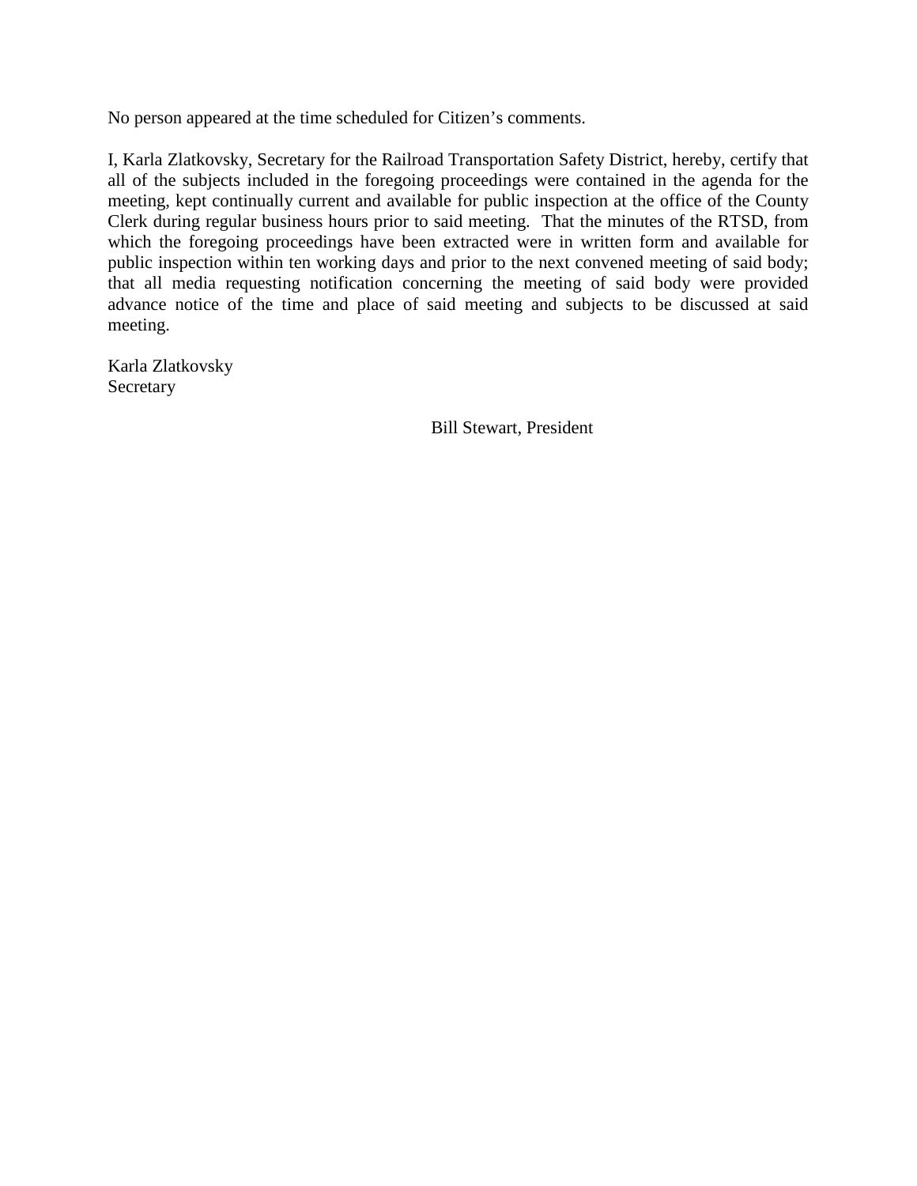No person appeared at the time scheduled for Citizen's comments.

I, Karla Zlatkovsky, Secretary for the Railroad Transportation Safety District, hereby, certify that all of the subjects included in the foregoing proceedings were contained in the agenda for the meeting, kept continually current and available for public inspection at the office of the County Clerk during regular business hours prior to said meeting. That the minutes of the RTSD, from which the foregoing proceedings have been extracted were in written form and available for public inspection within ten working days and prior to the next convened meeting of said body; that all media requesting notification concerning the meeting of said body were provided advance notice of the time and place of said meeting and subjects to be discussed at said meeting.

Karla Zlatkovsky
Secretary

Bill Stewart, President